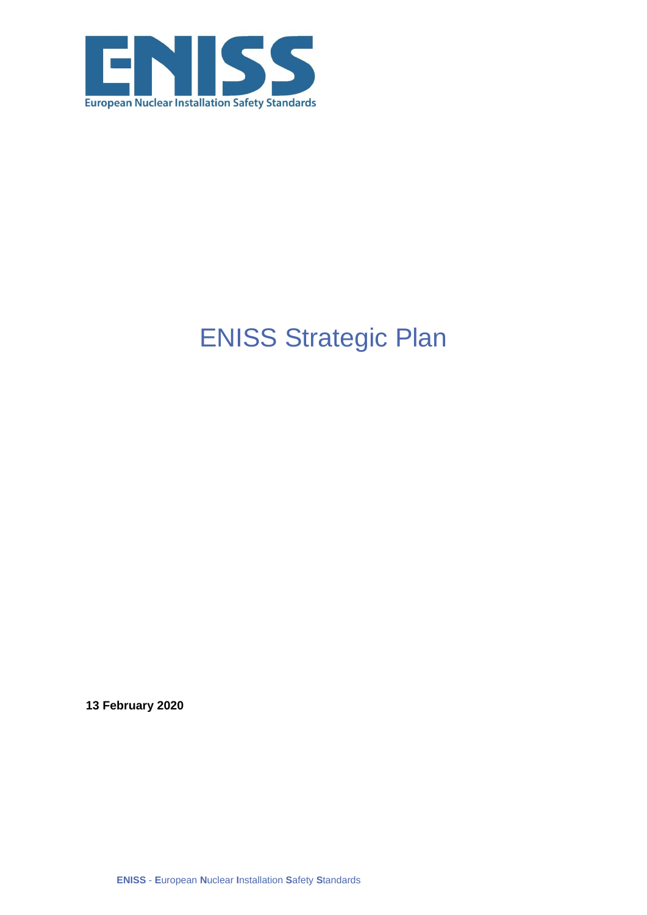ENISS

European Nuclear Installation Safety Standards

# ENISS Strategic Plan

**13 February 2020**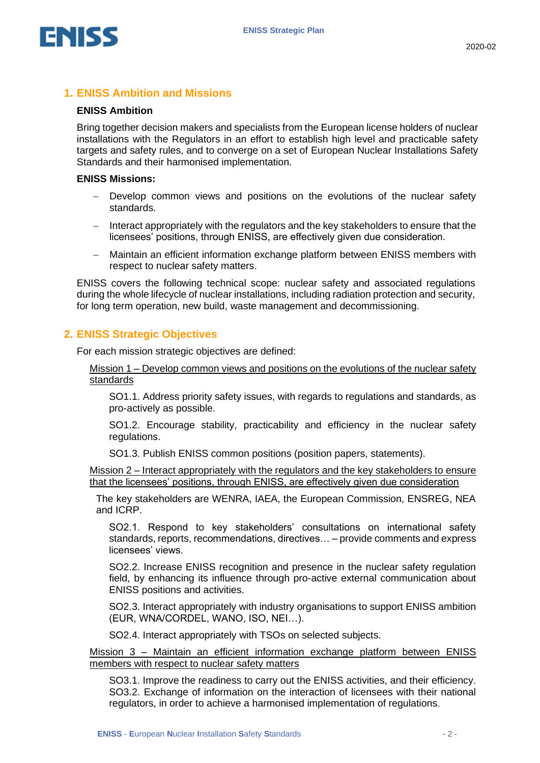## 1. ENISS Ambition and Missions

**ENISS Ambition**

Bring together decision makers and specialists from the European license holders of nuclear installations with the Regulators in an effort to establish high level and practicable safety targets and safety rules, and to converge on a set of European Nuclear Installations Safety Standards and their harmonised implementation.

**ENISS Missions:**

- Develop common views and positions on the evolutions of the nuclear safety standards.
- Interact appropriately with the regulators and the key stakeholders to ensure that the licensees' positions, through ENISS, are effectively given due consideration.
- Maintain an efficient information exchange platform between ENISS members with respect to nuclear safety matters.

ENISS covers the following technical scope: nuclear safety and associated regulations during the whole lifecycle of nuclear installations, including radiation protection and security, for long term operation, new build, waste management and decommissioning.

## 2. ENISS Strategic Objectives

For each mission strategic objectives are defined:

Mission 1 – Develop common views and positions on the evolutions of the nuclear safety standards

SO1.1. Address priority safety issues, with regards to regulations and standards, as pro-actively as possible.

SO1.2. Encourage stability, practicability and efficiency in the nuclear safety regulations.

SO1.3. Publish ENISS common positions (position papers, statements).

Mission 2 – Interact appropriately with the regulators and the key stakeholders to ensure that the licensees' positions, through ENISS, are effectively given due consideration

The key stakeholders are WENRA, IAEA, the European Commission, ENSREG, NEA and ICRP.

SO2.1. Respond to key stakeholders' consultations on international safety standards, reports, recommendations, directives… – provide comments and express licensees' views.

SO2.2. Increase ENISS recognition and presence in the nuclear safety regulation field, by enhancing its influence through pro-active external communication about ENISS positions and activities.

SO2.3. Interact appropriately with industry organisations to support ENISS ambition (EUR, WNA/CORDEL, WANO, ISO, NEI…).

SO2.4. Interact appropriately with TSOs on selected subjects.

Mission 3 – Maintain an efficient information exchange platform between ENISS members with respect to nuclear safety matters

SO3.1. Improve the readiness to carry out the ENISS activities, and their efficiency.

SO3.2. Exchange of information on the interaction of licensees with their national regulators, in order to achieve a harmonised implementation of regulations.